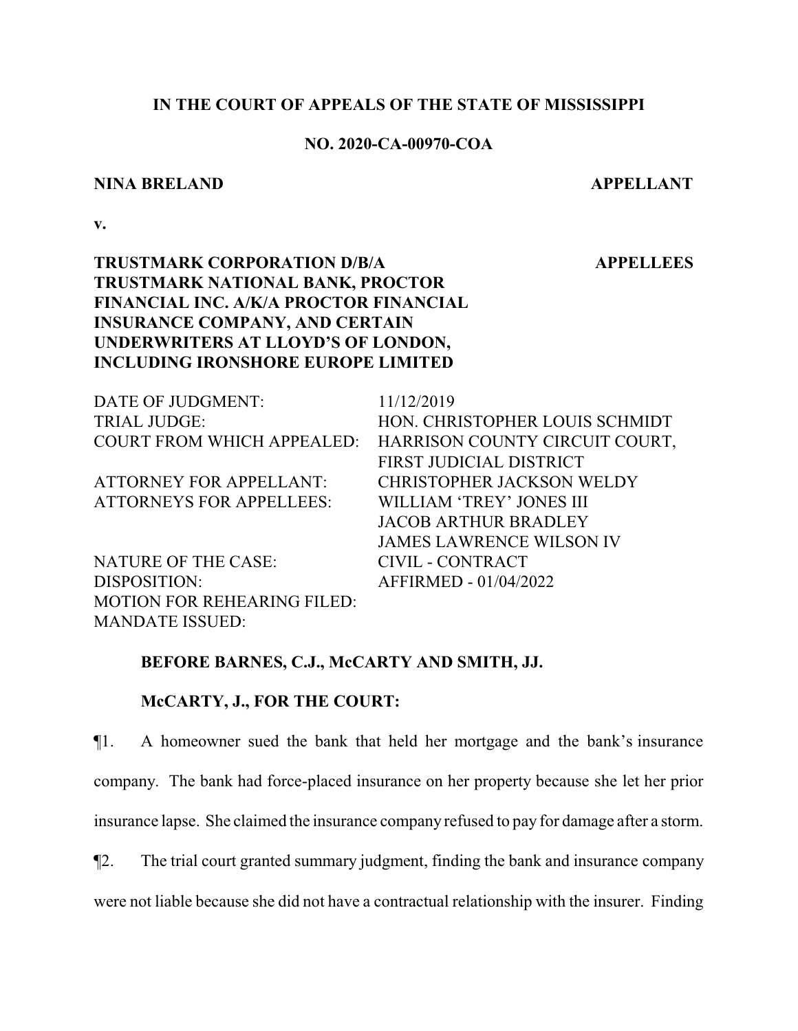**IN THE COURT OF APPEALS OF THE STATE OF MISSISSIPPI**

**NO. 2020-CA-00970-COA**

**NINA BRELAND** **APPELLANT**

**v.**

**TRUSTMARK CORPORATION D/B/A TRUSTMARK NATIONAL BANK, PROCTOR FINANCIAL INC. A/K/A PROCTOR FINANCIAL INSURANCE COMPANY, AND CERTAIN UNDERWRITERS AT LLOYD'S OF LONDON, INCLUDING IRONSHORE EUROPE LIMITED** **APPELLEES**

| | |
|---|---|
| DATE OF JUDGMENT: | 11/12/2019 |
| TRIAL JUDGE: | HON. CHRISTOPHER LOUIS SCHMIDT |
| COURT FROM WHICH APPEALED: | HARRISON COUNTY CIRCUIT COURT, FIRST JUDICIAL DISTRICT |
| ATTORNEY FOR APPELLANT: | CHRISTOPHER JACKSON WELDY |
| ATTORNEYS FOR APPELLEES: | WILLIAM 'TREY' JONES III<br>JACOB ARTHUR BRADLEY<br>JAMES LAWRENCE WILSON IV |
| NATURE OF THE CASE: | CIVIL - CONTRACT |
| DISPOSITION: | AFFIRMED - 01/04/2022 |
| MOTION FOR REHEARING FILED: | |
| MANDATE ISSUED: | |

**BEFORE BARNES, C.J., McCARTY AND SMITH, JJ.**

**McCARTY, J., FOR THE COURT:**

¶1. A homeowner sued the bank that held her mortgage and the bank's insurance company. The bank had force-placed insurance on her property because she let her prior insurance lapse. She claimed the insurance company refused to pay for damage after a storm.

¶2. The trial court granted summary judgment, finding the bank and insurance company were not liable because she did not have a contractual relationship with the insurer. Finding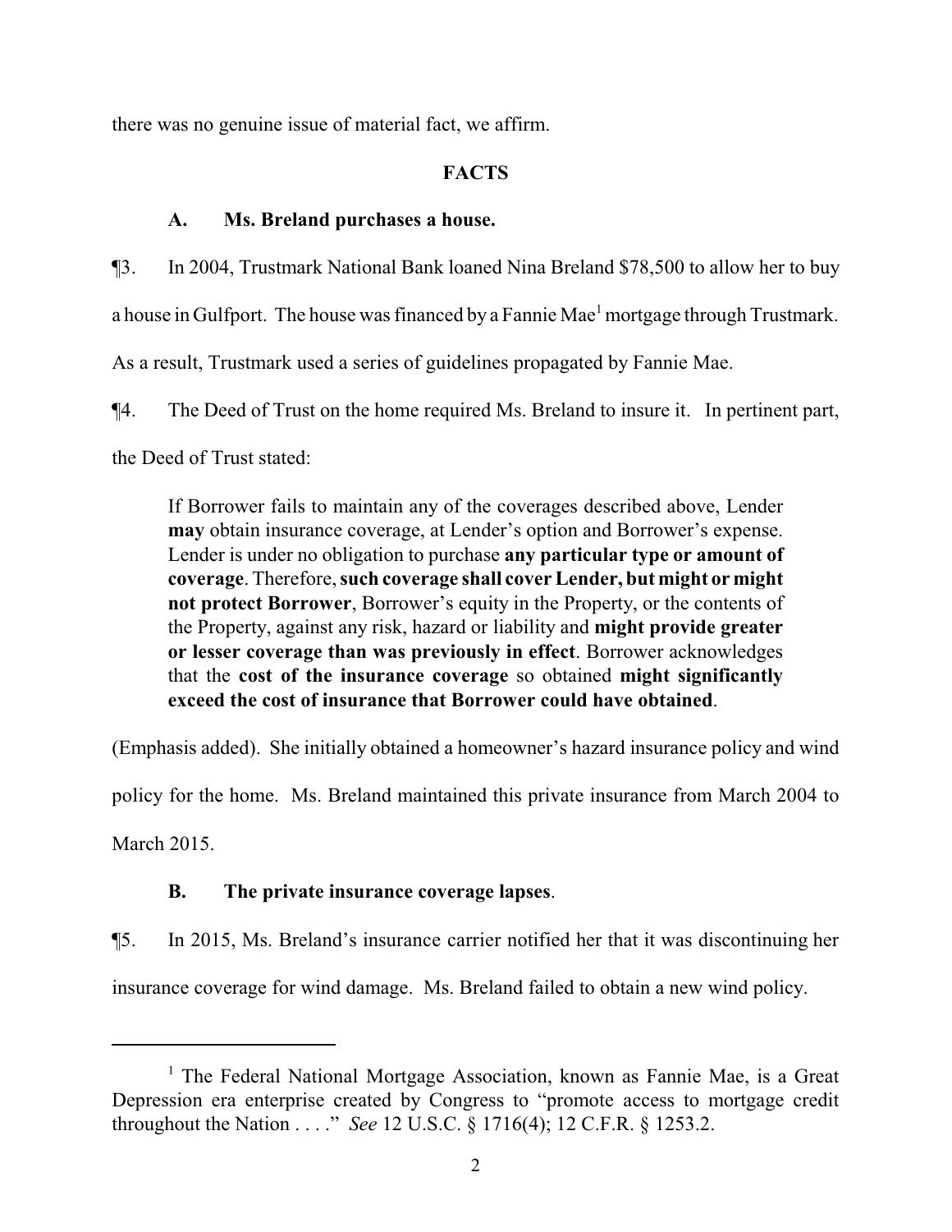there was no genuine issue of material fact, we affirm.

## FACTS

### A. Ms. Breland purchases a house.

¶3. In 2004, Trustmark National Bank loaned Nina Breland $78,500 to allow her to buy a house in Gulfport. The house was financed by a Fannie Mae[1] mortgage through Trustmark. As a result, Trustmark used a series of guidelines propagated by Fannie Mae.

¶4. The Deed of Trust on the home required Ms. Breland to insure it. In pertinent part, the Deed of Trust stated:

> If Borrower fails to maintain any of the coverages described above, Lender **may** obtain insurance coverage, at Lender's option and Borrower's expense. Lender is under no obligation to purchase **any particular type or amount of coverage**. Therefore, **such coverage shall cover Lender, but might or might not protect Borrower**, Borrower's equity in the Property, or the contents of the Property, against any risk, hazard or liability and **might provide greater or lesser coverage than was previously in effect**. Borrower acknowledges that the **cost of the insurance coverage** so obtained **might significantly exceed the cost of insurance that Borrower could have obtained**.

(Emphasis added). She initially obtained a homeowner's hazard insurance policy and wind policy for the home. Ms. Breland maintained this private insurance from March 2004 to March 2015.

### B. The private insurance coverage lapses.

¶5. In 2015, Ms. Breland's insurance carrier notified her that it was discontinuing her insurance coverage for wind damage. Ms. Breland failed to obtain a new wind policy.

---

[1] The Federal National Mortgage Association, known as Fannie Mae, is a Great Depression era enterprise created by Congress to "promote access to mortgage credit throughout the Nation . . . ." *See* 12 U.S.C. § 1716(4); 12 C.F.R. § 1253.2.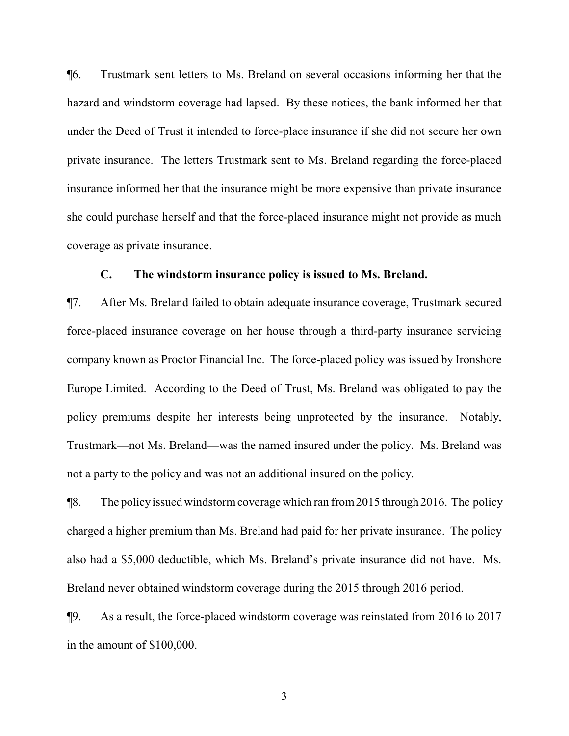¶6. Trustmark sent letters to Ms. Breland on several occasions informing her that the hazard and windstorm coverage had lapsed. By these notices, the bank informed her that under the Deed of Trust it intended to force-place insurance if she did not secure her own private insurance. The letters Trustmark sent to Ms. Breland regarding the force-placed insurance informed her that the insurance might be more expensive than private insurance she could purchase herself and that the force-placed insurance might not provide as much coverage as private insurance.

### C. The windstorm insurance policy is issued to Ms. Breland.

¶7. After Ms. Breland failed to obtain adequate insurance coverage, Trustmark secured force-placed insurance coverage on her house through a third-party insurance servicing company known as Proctor Financial Inc. The force-placed policy was issued by Ironshore Europe Limited. According to the Deed of Trust, Ms. Breland was obligated to pay the policy premiums despite her interests being unprotected by the insurance. Notably, Trustmark—not Ms. Breland—was the named insured under the policy. Ms. Breland was not a party to the policy and was not an additional insured on the policy.

¶8. The policy issued windstorm coverage which ran from 2015 through 2016. The policy charged a higher premium than Ms. Breland had paid for her private insurance. The policy also had a $5,000 deductible, which Ms. Breland's private insurance did not have. Ms. Breland never obtained windstorm coverage during the 2015 through 2016 period.

¶9. As a result, the force-placed windstorm coverage was reinstated from 2016 to 2017 in the amount of $100,000.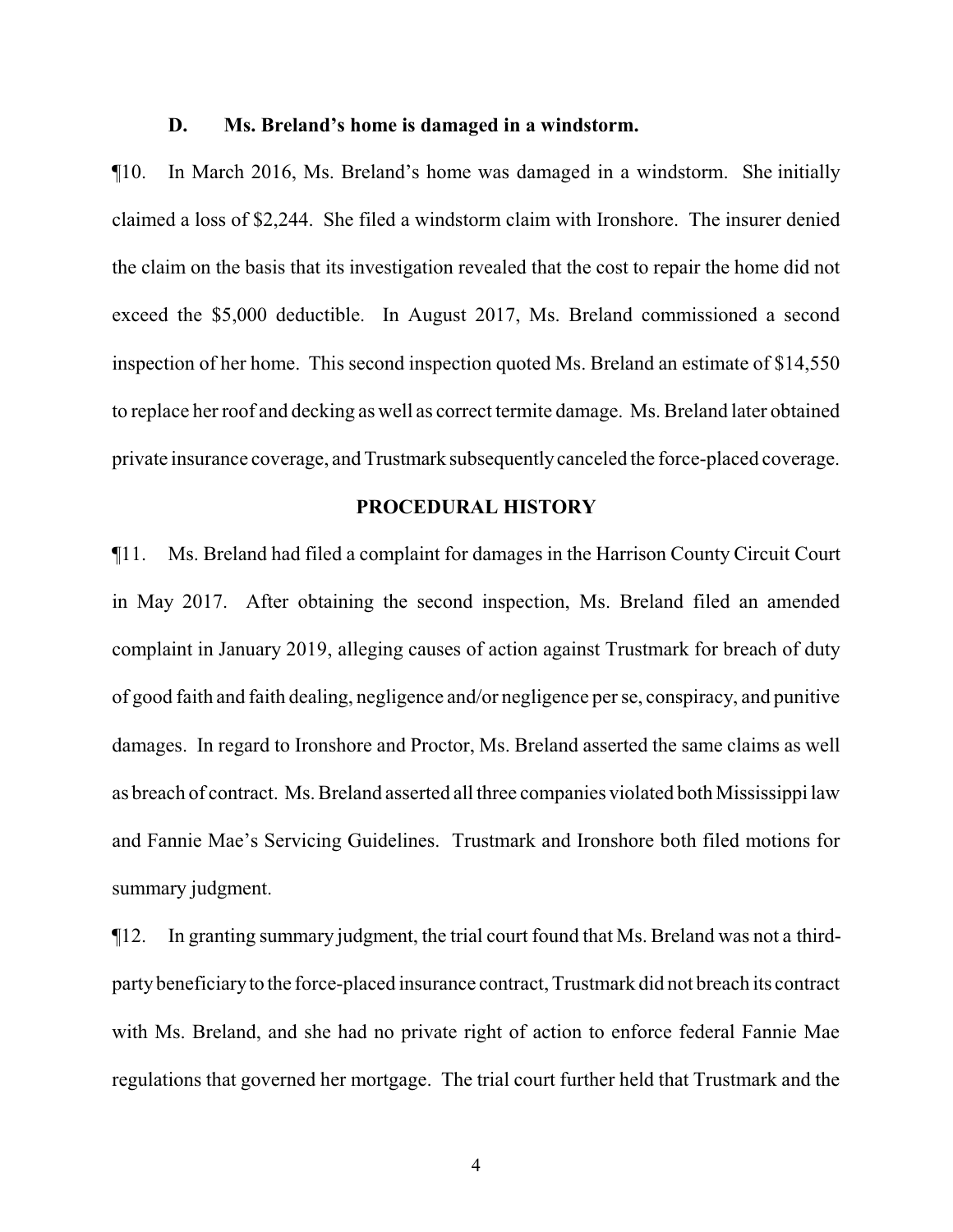### D. Ms. Breland's home is damaged in a windstorm.

¶10. In March 2016, Ms. Breland's home was damaged in a windstorm. She initially claimed a loss of $2,244. She filed a windstorm claim with Ironshore. The insurer denied the claim on the basis that its investigation revealed that the cost to repair the home did not exceed the $5,000 deductible. In August 2017, Ms. Breland commissioned a second inspection of her home. This second inspection quoted Ms. Breland an estimate of $14,550 to replace her roof and decking as well as correct termite damage. Ms. Breland later obtained private insurance coverage, and Trustmark subsequently canceled the force-placed coverage.

## PROCEDURAL HISTORY

¶11. Ms. Breland had filed a complaint for damages in the Harrison County Circuit Court in May 2017. After obtaining the second inspection, Ms. Breland filed an amended complaint in January 2019, alleging causes of action against Trustmark for breach of duty of good faith and faith dealing, negligence and/or negligence per se, conspiracy, and punitive damages. In regard to Ironshore and Proctor, Ms. Breland asserted the same claims as well as breach of contract. Ms. Breland asserted all three companies violated both Mississippi law and Fannie Mae's Servicing Guidelines. Trustmark and Ironshore both filed motions for summary judgment.

¶12. In granting summary judgment, the trial court found that Ms. Breland was not a third-party beneficiary to the force-placed insurance contract, Trustmark did not breach its contract with Ms. Breland, and she had no private right of action to enforce federal Fannie Mae regulations that governed her mortgage. The trial court further held that Trustmark and the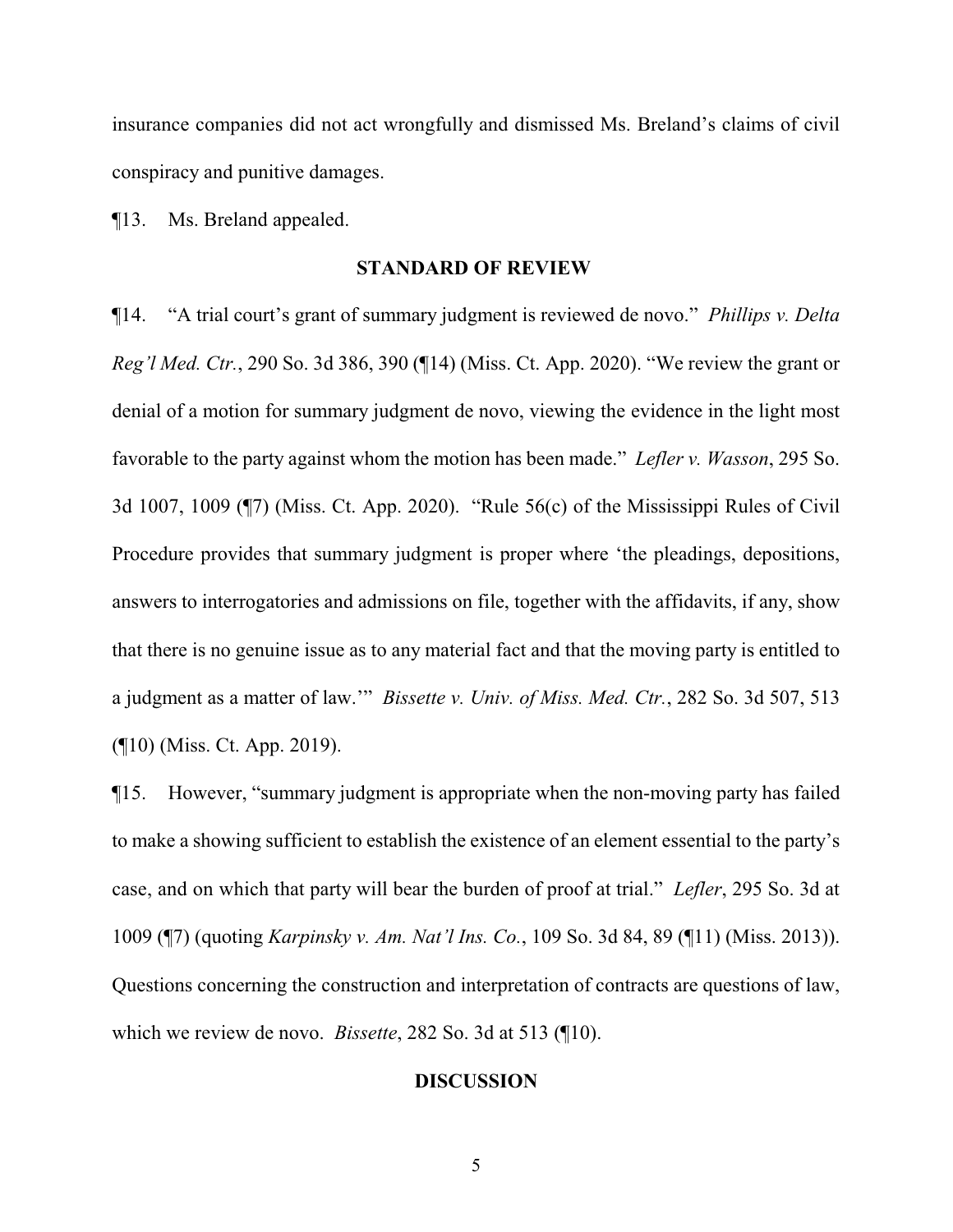insurance companies did not act wrongfully and dismissed Ms. Breland's claims of civil conspiracy and punitive damages.

¶13. Ms. Breland appealed.

## STANDARD OF REVIEW

¶14. "A trial court's grant of summary judgment is reviewed de novo." *Phillips v. Delta Reg'l Med. Ctr.*, 290 So. 3d 386, 390 (¶14) (Miss. Ct. App. 2020). "We review the grant or denial of a motion for summary judgment de novo, viewing the evidence in the light most favorable to the party against whom the motion has been made." *Lefler v. Wasson*, 295 So. 3d 1007, 1009 (¶7) (Miss. Ct. App. 2020). "Rule 56(c) of the Mississippi Rules of Civil Procedure provides that summary judgment is proper where 'the pleadings, depositions, answers to interrogatories and admissions on file, together with the affidavits, if any, show that there is no genuine issue as to any material fact and that the moving party is entitled to a judgment as a matter of law.'" *Bissette v. Univ. of Miss. Med. Ctr.*, 282 So. 3d 507, 513 (¶10) (Miss. Ct. App. 2019).

¶15. However, "summary judgment is appropriate when the non-moving party has failed to make a showing sufficient to establish the existence of an element essential to the party's case, and on which that party will bear the burden of proof at trial." *Lefler*, 295 So. 3d at 1009 (¶7) (quoting *Karpinsky v. Am. Nat'l Ins. Co.*, 109 So. 3d 84, 89 (¶11) (Miss. 2013)). Questions concerning the construction and interpretation of contracts are questions of law, which we review de novo. *Bissette*, 282 So. 3d at 513 (¶10).

## DISCUSSION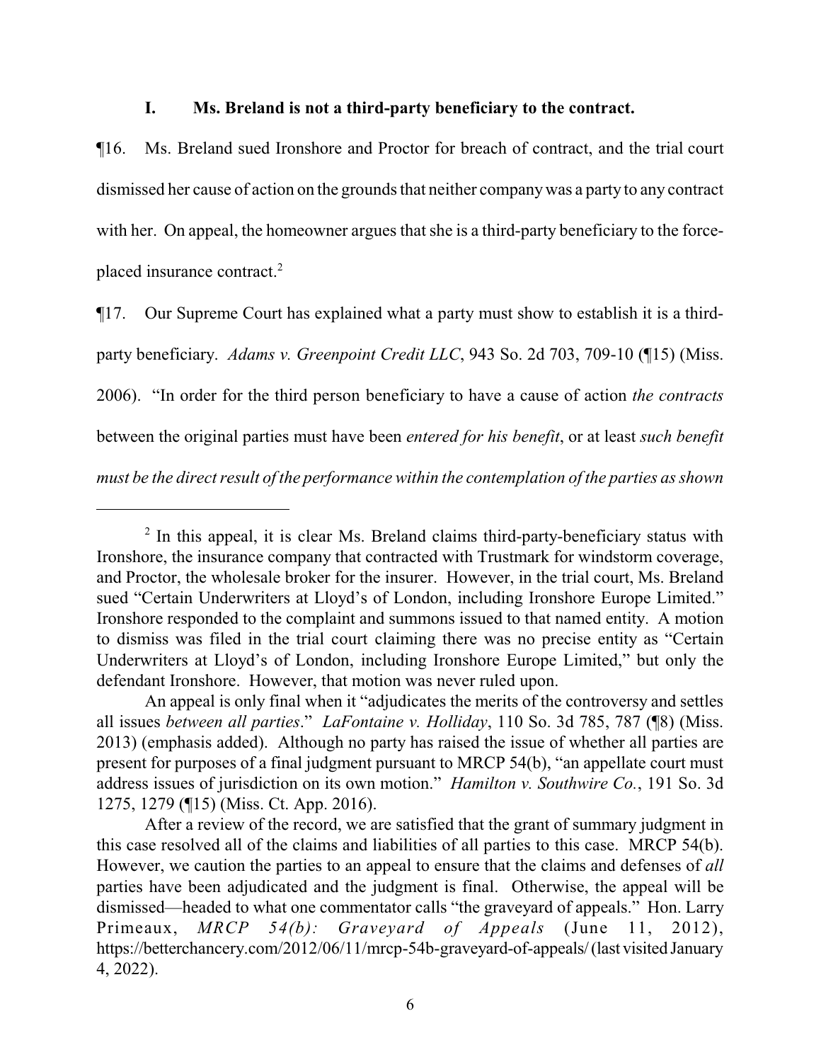## I. Ms. Breland is not a third-party beneficiary to the contract.

¶16. Ms. Breland sued Ironshore and Proctor for breach of contract, and the trial court dismissed her cause of action on the grounds that neither company was a party to any contract with her. On appeal, the homeowner argues that she is a third-party beneficiary to the force-placed insurance contract.[2]

¶17. Our Supreme Court has explained what a party must show to establish it is a third-party beneficiary. *Adams v. Greenpoint Credit LLC*, 943 So. 2d 703, 709-10 (¶15) (Miss. 2006). "In order for the third person beneficiary to have a cause of action *the contracts* between the original parties must have been *entered for his benefit*, or at least *such benefit must be the direct result of the performance within the contemplation of the parties as shown*

---

[2] In this appeal, it is clear Ms. Breland claims third-party-beneficiary status with Ironshore, the insurance company that contracted with Trustmark for windstorm coverage, and Proctor, the wholesale broker for the insurer. However, in the trial court, Ms. Breland sued "Certain Underwriters at Lloyd's of London, including Ironshore Europe Limited." Ironshore responded to the complaint and summons issued to that named entity. A motion to dismiss was filed in the trial court claiming there was no precise entity as "Certain Underwriters at Lloyd's of London, including Ironshore Europe Limited," but only the defendant Ironshore. However, that motion was never ruled upon.

An appeal is only final when it "adjudicates the merits of the controversy and settles all issues *between all parties*." *LaFontaine v. Holliday*, 110 So. 3d 785, 787 (¶8) (Miss. 2013) (emphasis added). Although no party has raised the issue of whether all parties are present for purposes of a final judgment pursuant to MRCP 54(b), "an appellate court must address issues of jurisdiction on its own motion." *Hamilton v. Southwire Co.*, 191 So. 3d 1275, 1279 (¶15) (Miss. Ct. App. 2016).

After a review of the record, we are satisfied that the grant of summary judgment in this case resolved all of the claims and liabilities of all parties to this case. MRCP 54(b). However, we caution the parties to an appeal to ensure that the claims and defenses of *all* parties have been adjudicated and the judgment is final. Otherwise, the appeal will be dismissed—headed to what one commentator calls "the graveyard of appeals." Hon. Larry Primeaux, *MRCP 54(b): Graveyard of Appeals* (June 11, 2012), https://betterchancery.com/2012/06/11/mrcp-54b-graveyard-of-appeals/ (last visited January 4, 2022).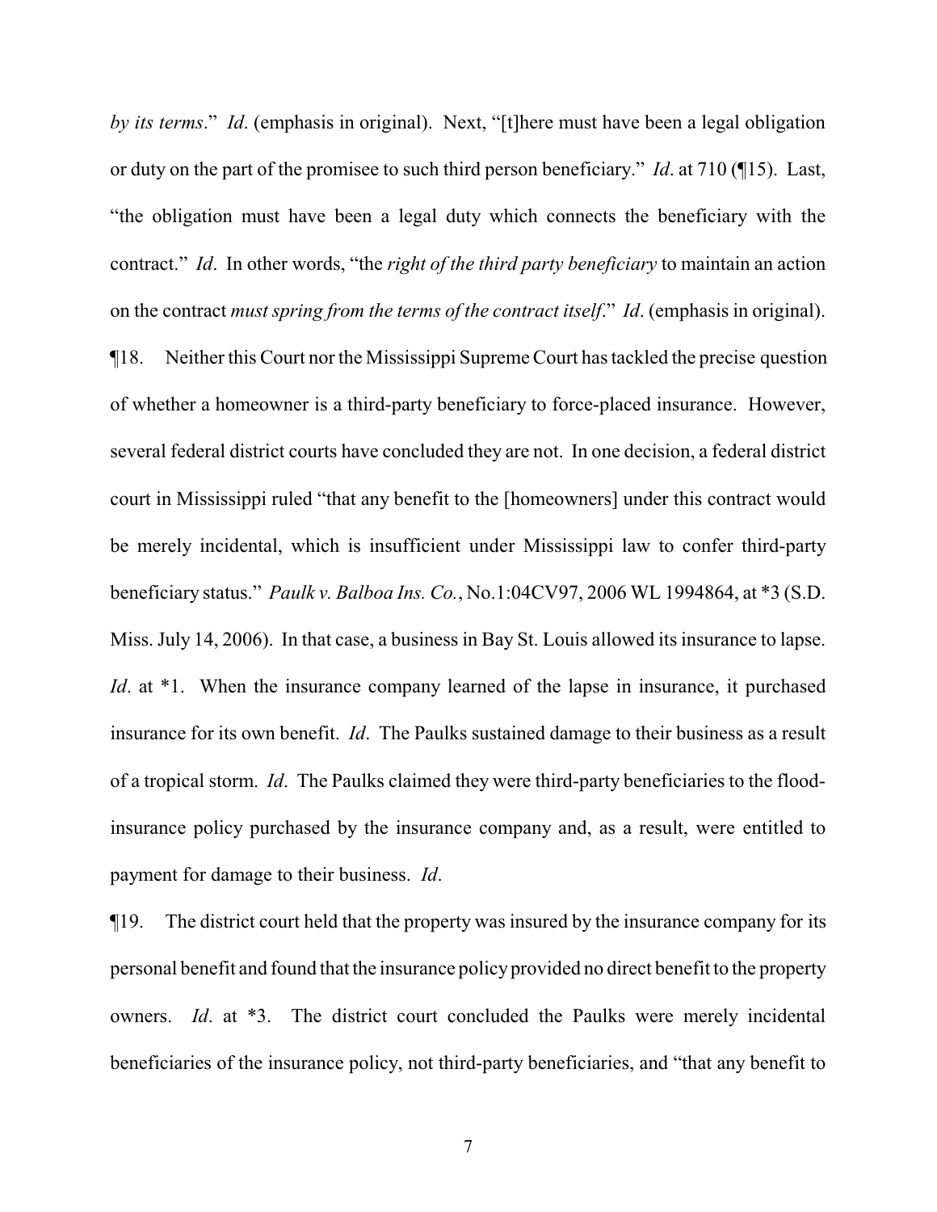*by its terms*." *Id*. (emphasis in original). Next, "[t]here must have been a legal obligation or duty on the part of the promisee to such third person beneficiary." *Id*. at 710 (¶15). Last, "the obligation must have been a legal duty which connects the beneficiary with the contract." *Id*. In other words, "the *right of the third party beneficiary* to maintain an action on the contract *must spring from the terms of the contract itself*." *Id*. (emphasis in original).

¶18. Neither this Court nor the Mississippi Supreme Court has tackled the precise question of whether a homeowner is a third-party beneficiary to force-placed insurance. However, several federal district courts have concluded they are not. In one decision, a federal district court in Mississippi ruled "that any benefit to the [homeowners] under this contract would be merely incidental, which is insufficient under Mississippi law to confer third-party beneficiary status." *Paulk v. Balboa Ins. Co.*, No.1:04CV97, 2006 WL 1994864, at *3 (S.D. Miss. July 14, 2006). In that case, a business in Bay St. Louis allowed its insurance to lapse. *Id*. at *1. When the insurance company learned of the lapse in insurance, it purchased insurance for its own benefit. *Id*. The Paulks sustained damage to their business as a result of a tropical storm. *Id*. The Paulks claimed they were third-party beneficiaries to the flood-insurance policy purchased by the insurance company and, as a result, were entitled to payment for damage to their business. *Id*.

¶19. The district court held that the property was insured by the insurance company for its personal benefit and found that the insurance policy provided no direct benefit to the property owners. *Id*. at *3. The district court concluded the Paulks were merely incidental beneficiaries of the insurance policy, not third-party beneficiaries, and "that any benefit to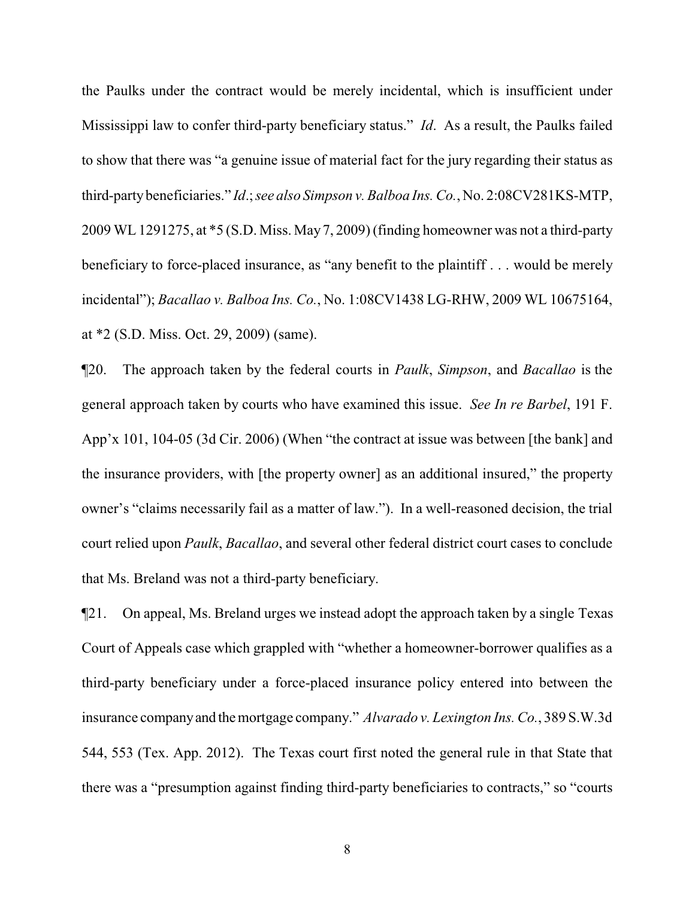the Paulks under the contract would be merely incidental, which is insufficient under Mississippi law to confer third-party beneficiary status." *Id*. As a result, the Paulks failed to show that there was "a genuine issue of material fact for the jury regarding their status as third-party beneficiaries." *Id*.; *see also Simpson v. Balboa Ins. Co.*, No. 2:08CV281KS-MTP, 2009 WL 1291275, at *5 (S.D. Miss. May 7, 2009) (finding homeowner was not a third-party beneficiary to force-placed insurance, as "any benefit to the plaintiff . . . would be merely incidental"); *Bacallao v. Balboa Ins. Co.*, No. 1:08CV1438 LG-RHW, 2009 WL 10675164, at *2 (S.D. Miss. Oct. 29, 2009) (same).

¶20. The approach taken by the federal courts in *Paulk*, *Simpson*, and *Bacallao* is the general approach taken by courts who have examined this issue. *See In re Barbel*, 191 F. App'x 101, 104-05 (3d Cir. 2006) (When "the contract at issue was between [the bank] and the insurance providers, with [the property owner] as an additional insured," the property owner's "claims necessarily fail as a matter of law."). In a well-reasoned decision, the trial court relied upon *Paulk*, *Bacallao*, and several other federal district court cases to conclude that Ms. Breland was not a third-party beneficiary.

¶21. On appeal, Ms. Breland urges we instead adopt the approach taken by a single Texas Court of Appeals case which grappled with "whether a homeowner-borrower qualifies as a third-party beneficiary under a force-placed insurance policy entered into between the insurance company and the mortgage company." *Alvarado v. Lexington Ins. Co.*, 389 S.W.3d 544, 553 (Tex. App. 2012). The Texas court first noted the general rule in that State that there was a "presumption against finding third-party beneficiaries to contracts," so "courts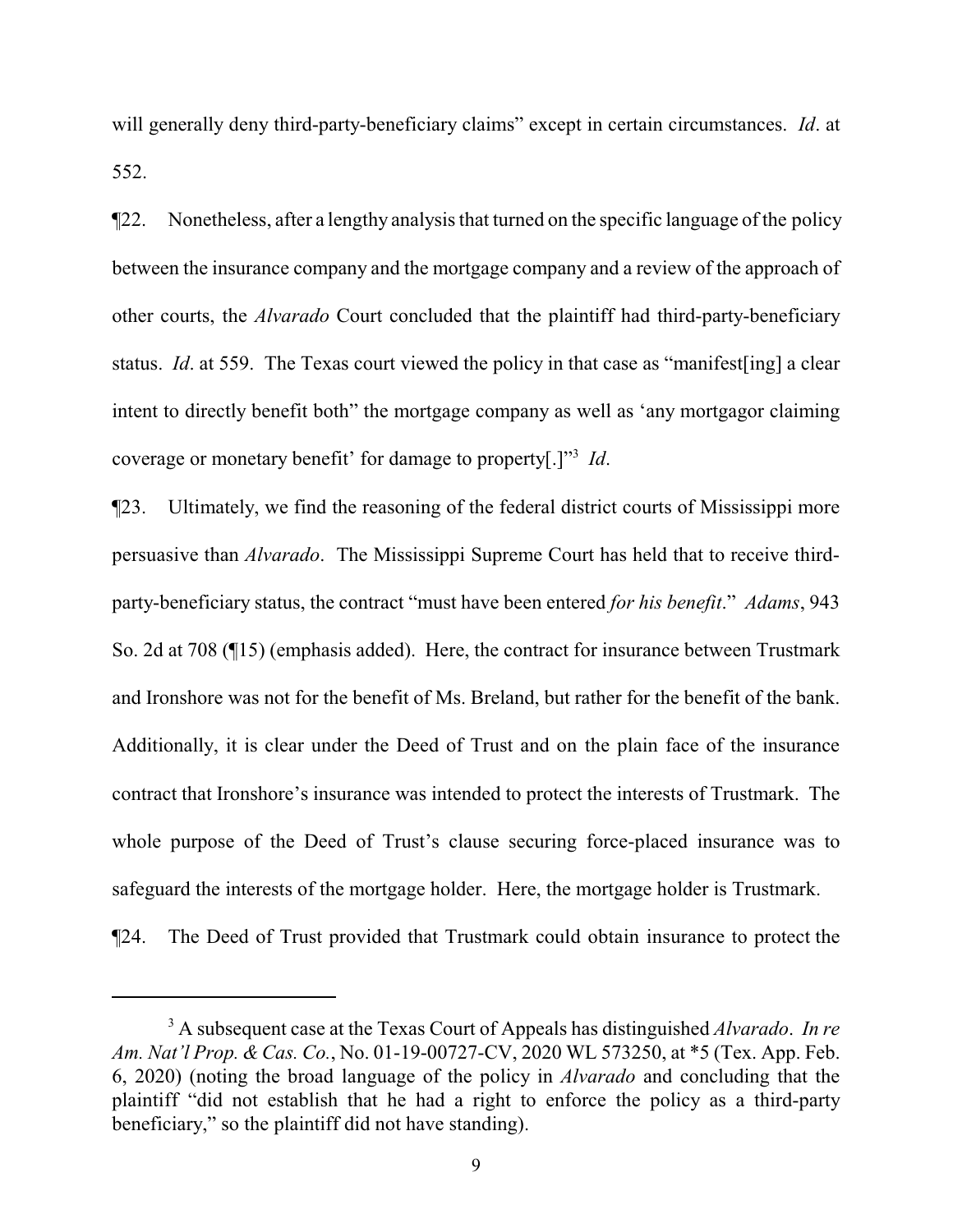will generally deny third-party-beneficiary claims" except in certain circumstances. *Id*. at 552.

¶22. Nonetheless, after a lengthy analysis that turned on the specific language of the policy between the insurance company and the mortgage company and a review of the approach of other courts, the *Alvarado* Court concluded that the plaintiff had third-party-beneficiary status. *Id*. at 559. The Texas court viewed the policy in that case as "manifest[ing] a clear intent to directly benefit both" the mortgage company as well as 'any mortgagor claiming coverage or monetary benefit' for damage to property[.]"[3] *Id*.

¶23. Ultimately, we find the reasoning of the federal district courts of Mississippi more persuasive than *Alvarado*. The Mississippi Supreme Court has held that to receive third-party-beneficiary status, the contract "must have been entered *for his benefit*." *Adams*, 943 So. 2d at 708 (¶15) (emphasis added). Here, the contract for insurance between Trustmark and Ironshore was not for the benefit of Ms. Breland, but rather for the benefit of the bank. Additionally, it is clear under the Deed of Trust and on the plain face of the insurance contract that Ironshore's insurance was intended to protect the interests of Trustmark. The whole purpose of the Deed of Trust's clause securing force-placed insurance was to safeguard the interests of the mortgage holder. Here, the mortgage holder is Trustmark.

¶24. The Deed of Trust provided that Trustmark could obtain insurance to protect the

---

[3] A subsequent case at the Texas Court of Appeals has distinguished *Alvarado*. *In re Am. Nat'l Prop. & Cas. Co.*, No. 01-19-00727-CV, 2020 WL 573250, at *5 (Tex. App. Feb. 6, 2020) (noting the broad language of the policy in *Alvarado* and concluding that the plaintiff "did not establish that he had a right to enforce the policy as a third-party beneficiary," so the plaintiff did not have standing).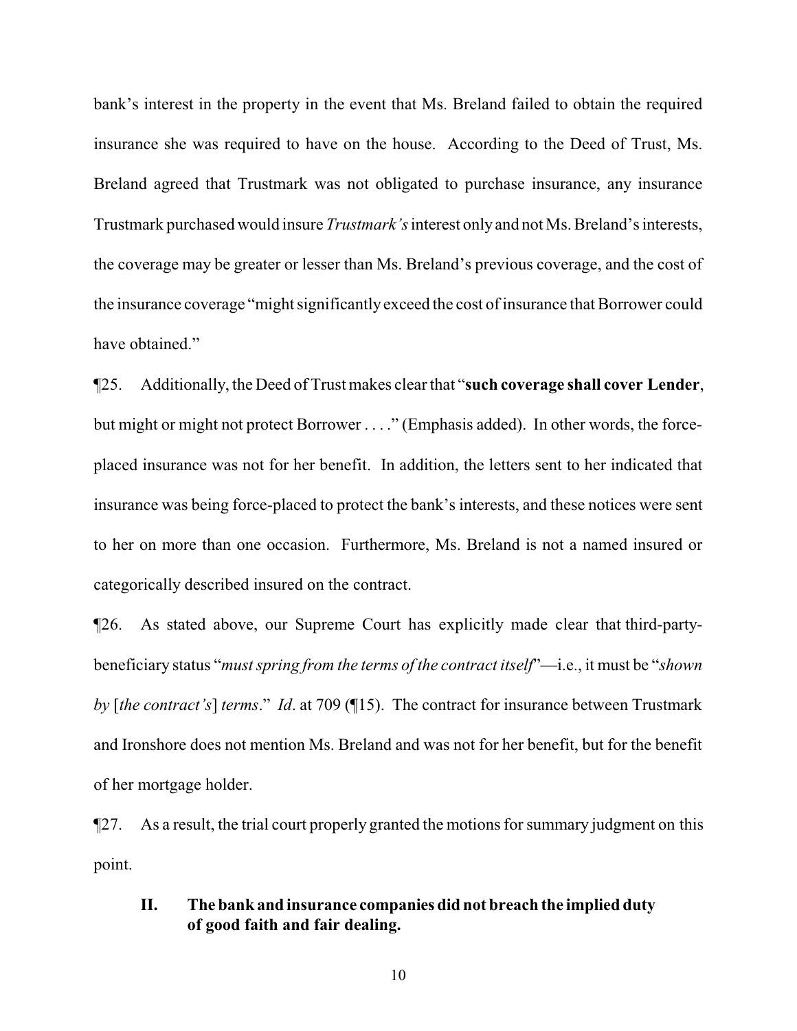bank's interest in the property in the event that Ms. Breland failed to obtain the required insurance she was required to have on the house. According to the Deed of Trust, Ms. Breland agreed that Trustmark was not obligated to purchase insurance, any insurance Trustmark purchased would insure *Trustmark's* interest only and not Ms. Breland's interests, the coverage may be greater or lesser than Ms. Breland's previous coverage, and the cost of the insurance coverage "might significantly exceed the cost of insurance that Borrower could have obtained."

¶25. Additionally, the Deed of Trust makes clear that "**such coverage shall cover Lender**, but might or might not protect Borrower . . . ." (Emphasis added). In other words, the force-placed insurance was not for her benefit. In addition, the letters sent to her indicated that insurance was being force-placed to protect the bank's interests, and these notices were sent to her on more than one occasion. Furthermore, Ms. Breland is not a named insured or categorically described insured on the contract.

¶26. As stated above, our Supreme Court has explicitly made clear that third-party-beneficiary status "*must spring from the terms of the contract itself*"—i.e., it must be "*shown by* [*the contract's*] *terms*." *Id*. at 709 (¶15). The contract for insurance between Trustmark and Ironshore does not mention Ms. Breland and was not for her benefit, but for the benefit of her mortgage holder.

¶27. As a result, the trial court properly granted the motions for summary judgment on this point.

### II. The bank and insurance companies did not breach the implied duty of good faith and fair dealing.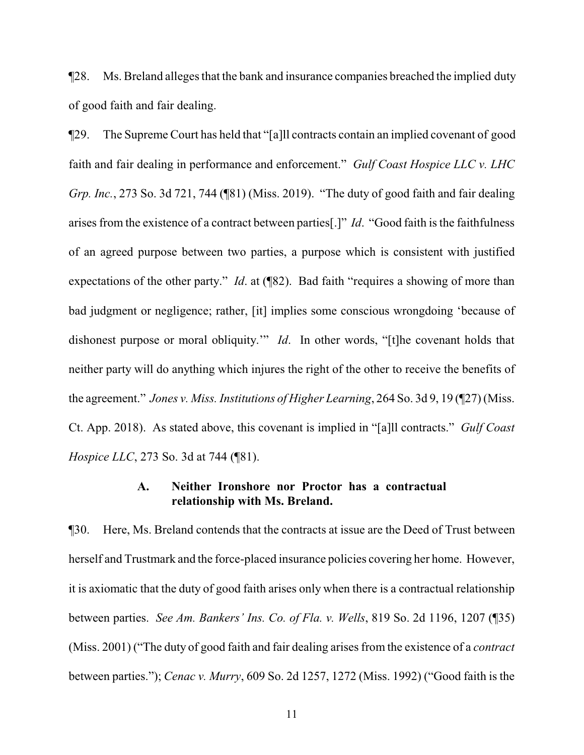¶28. Ms. Breland alleges that the bank and insurance companies breached the implied duty of good faith and fair dealing.

¶29. The Supreme Court has held that "[a]ll contracts contain an implied covenant of good faith and fair dealing in performance and enforcement." *Gulf Coast Hospice LLC v. LHC Grp. Inc.*, 273 So. 3d 721, 744 (¶81) (Miss. 2019). "The duty of good faith and fair dealing arises from the existence of a contract between parties[.]" *Id*. "Good faith is the faithfulness of an agreed purpose between two parties, a purpose which is consistent with justified expectations of the other party." *Id*. at (¶82). Bad faith "requires a showing of more than bad judgment or negligence; rather, [it] implies some conscious wrongdoing 'because of dishonest purpose or moral obliquity.'" *Id*. In other words, "[t]he covenant holds that neither party will do anything which injures the right of the other to receive the benefits of the agreement." *Jones v. Miss. Institutions of Higher Learning*, 264 So. 3d 9, 19 (¶27) (Miss. Ct. App. 2018). As stated above, this covenant is implied in "[a]ll contracts." *Gulf Coast Hospice LLC*, 273 So. 3d at 744 (¶81).

### A. Neither Ironshore nor Proctor has a contractual relationship with Ms. Breland.

¶30. Here, Ms. Breland contends that the contracts at issue are the Deed of Trust between herself and Trustmark and the force-placed insurance policies covering her home. However, it is axiomatic that the duty of good faith arises only when there is a contractual relationship between parties. *See Am. Bankers' Ins. Co. of Fla. v. Wells*, 819 So. 2d 1196, 1207 (¶35) (Miss. 2001) ("The duty of good faith and fair dealing arises from the existence of a *contract* between parties."); *Cenac v. Murry*, 609 So. 2d 1257, 1272 (Miss. 1992) ("Good faith is the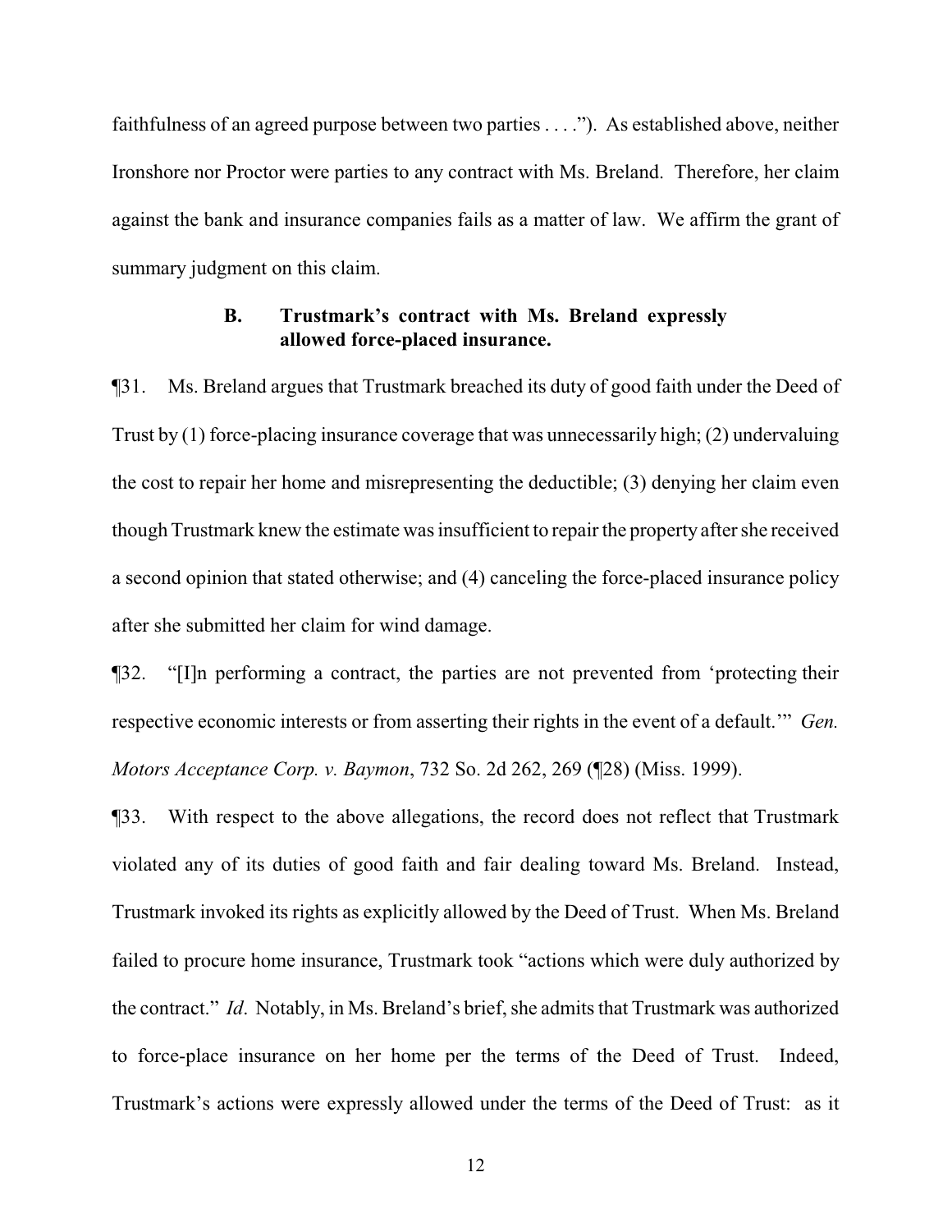faithfulness of an agreed purpose between two parties . . . ."). As established above, neither Ironshore nor Proctor were parties to any contract with Ms. Breland. Therefore, her claim against the bank and insurance companies fails as a matter of law. We affirm the grant of summary judgment on this claim.

### B. Trustmark's contract with Ms. Breland expressly allowed force-placed insurance.

¶31. Ms. Breland argues that Trustmark breached its duty of good faith under the Deed of Trust by (1) force-placing insurance coverage that was unnecessarily high; (2) undervaluing the cost to repair her home and misrepresenting the deductible; (3) denying her claim even though Trustmark knew the estimate was insufficient to repair the property after she received a second opinion that stated otherwise; and (4) canceling the force-placed insurance policy after she submitted her claim for wind damage.

¶32. "[I]n performing a contract, the parties are not prevented from 'protecting their respective economic interests or from asserting their rights in the event of a default.'" *Gen. Motors Acceptance Corp. v. Baymon*, 732 So. 2d 262, 269 (¶28) (Miss. 1999).

¶33. With respect to the above allegations, the record does not reflect that Trustmark violated any of its duties of good faith and fair dealing toward Ms. Breland. Instead, Trustmark invoked its rights as explicitly allowed by the Deed of Trust. When Ms. Breland failed to procure home insurance, Trustmark took "actions which were duly authorized by the contract." *Id*. Notably, in Ms. Breland's brief, she admits that Trustmark was authorized to force-place insurance on her home per the terms of the Deed of Trust. Indeed, Trustmark's actions were expressly allowed under the terms of the Deed of Trust: as it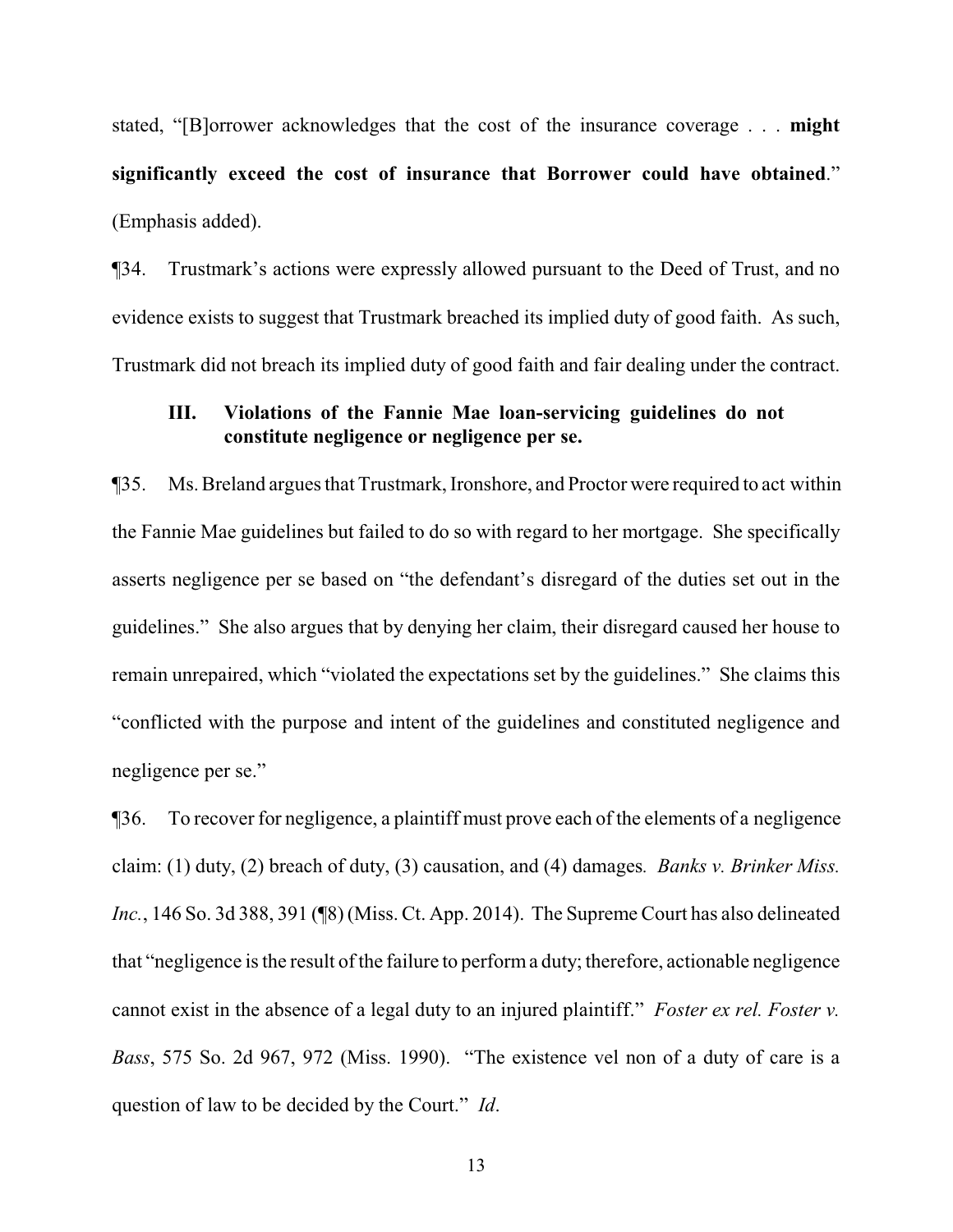stated, "[B]orrower acknowledges that the cost of the insurance coverage . . . **might significantly exceed the cost of insurance that Borrower could have obtained**." (Emphasis added).

¶34. Trustmark's actions were expressly allowed pursuant to the Deed of Trust, and no evidence exists to suggest that Trustmark breached its implied duty of good faith. As such, Trustmark did not breach its implied duty of good faith and fair dealing under the contract.

### III. Violations of the Fannie Mae loan-servicing guidelines do not constitute negligence or negligence per se.

¶35. Ms. Breland argues that Trustmark, Ironshore, and Proctor were required to act within the Fannie Mae guidelines but failed to do so with regard to her mortgage. She specifically asserts negligence per se based on "the defendant's disregard of the duties set out in the guidelines." She also argues that by denying her claim, their disregard caused her house to remain unrepaired, which "violated the expectations set by the guidelines." She claims this "conflicted with the purpose and intent of the guidelines and constituted negligence and negligence per se."

¶36. To recover for negligence, a plaintiff must prove each of the elements of a negligence claim: (1) duty, (2) breach of duty, (3) causation, and (4) damages. *Banks v. Brinker Miss. Inc.*, 146 So. 3d 388, 391 (¶8) (Miss. Ct. App. 2014). The Supreme Court has also delineated that "negligence is the result of the failure to perform a duty; therefore, actionable negligence cannot exist in the absence of a legal duty to an injured plaintiff." *Foster ex rel. Foster v. Bass*, 575 So. 2d 967, 972 (Miss. 1990). "The existence vel non of a duty of care is a question of law to be decided by the Court." *Id*.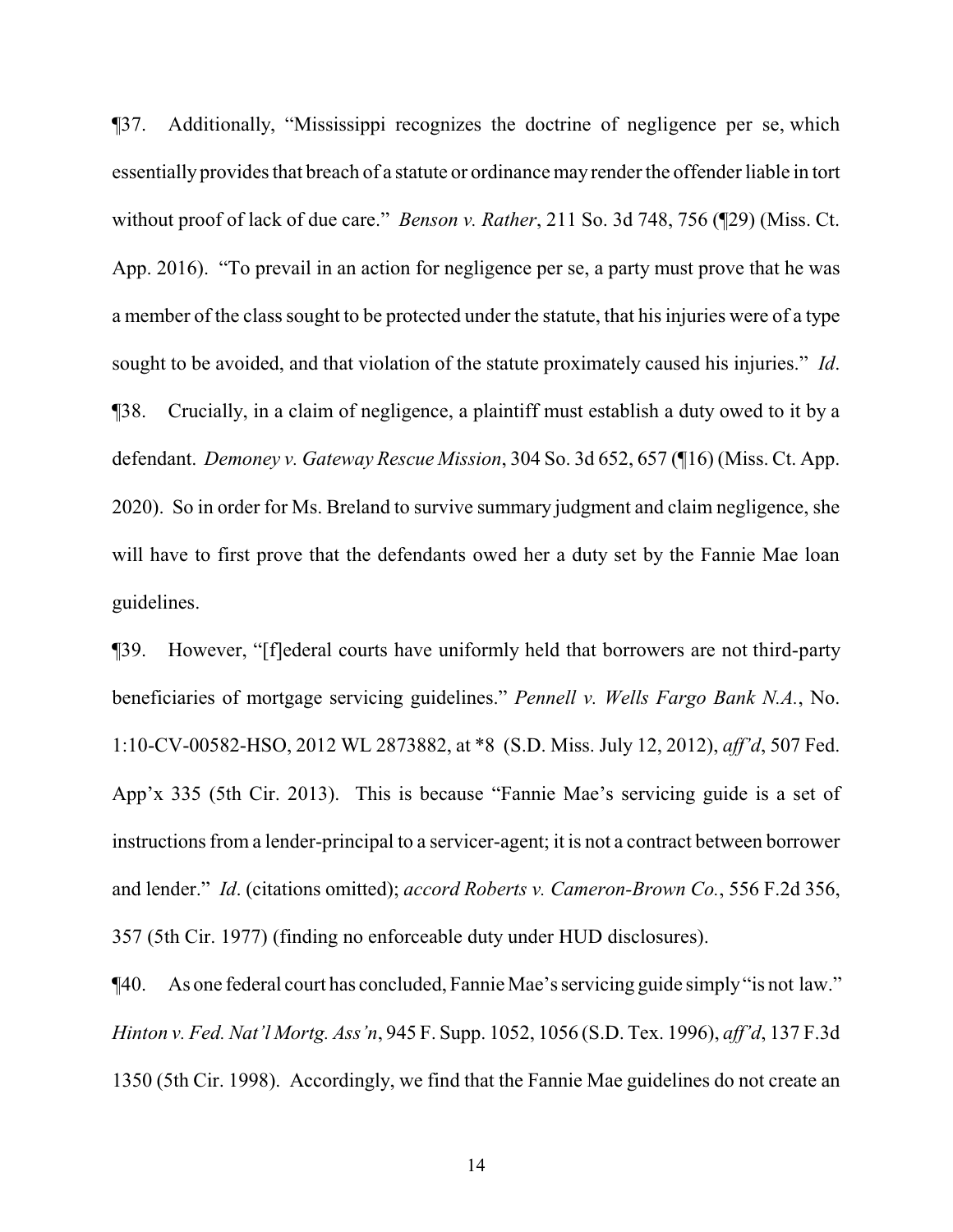¶37. Additionally, "Mississippi recognizes the doctrine of negligence per se, which essentially provides that breach of a statute or ordinance may render the offender liable in tort without proof of lack of due care." *Benson v. Rather*, 211 So. 3d 748, 756 (¶29) (Miss. Ct. App. 2016). "To prevail in an action for negligence per se, a party must prove that he was a member of the class sought to be protected under the statute, that his injuries were of a type sought to be avoided, and that violation of the statute proximately caused his injuries." *Id*.

¶38. Crucially, in a claim of negligence, a plaintiff must establish a duty owed to it by a defendant. *Demoney v. Gateway Rescue Mission*, 304 So. 3d 652, 657 (¶16) (Miss. Ct. App. 2020). So in order for Ms. Breland to survive summary judgment and claim negligence, she will have to first prove that the defendants owed her a duty set by the Fannie Mae loan guidelines.

¶39. However, "[f]ederal courts have uniformly held that borrowers are not third-party beneficiaries of mortgage servicing guidelines." *Pennell v. Wells Fargo Bank N.A.*, No. 1:10-CV-00582-HSO, 2012 WL 2873882, at *8 (S.D. Miss. July 12, 2012), *aff'd*, 507 Fed. App'x 335 (5th Cir. 2013). This is because "Fannie Mae's servicing guide is a set of instructions from a lender-principal to a servicer-agent; it is not a contract between borrower and lender." *Id*. (citations omitted); *accord Roberts v. Cameron-Brown Co.*, 556 F.2d 356, 357 (5th Cir. 1977) (finding no enforceable duty under HUD disclosures).

¶40. As one federal court has concluded, Fannie Mae's servicing guide simply "is not law." *Hinton v. Fed. Nat'l Mortg. Ass'n*, 945 F. Supp. 1052, 1056 (S.D. Tex. 1996), *aff'd*, 137 F.3d 1350 (5th Cir. 1998). Accordingly, we find that the Fannie Mae guidelines do not create an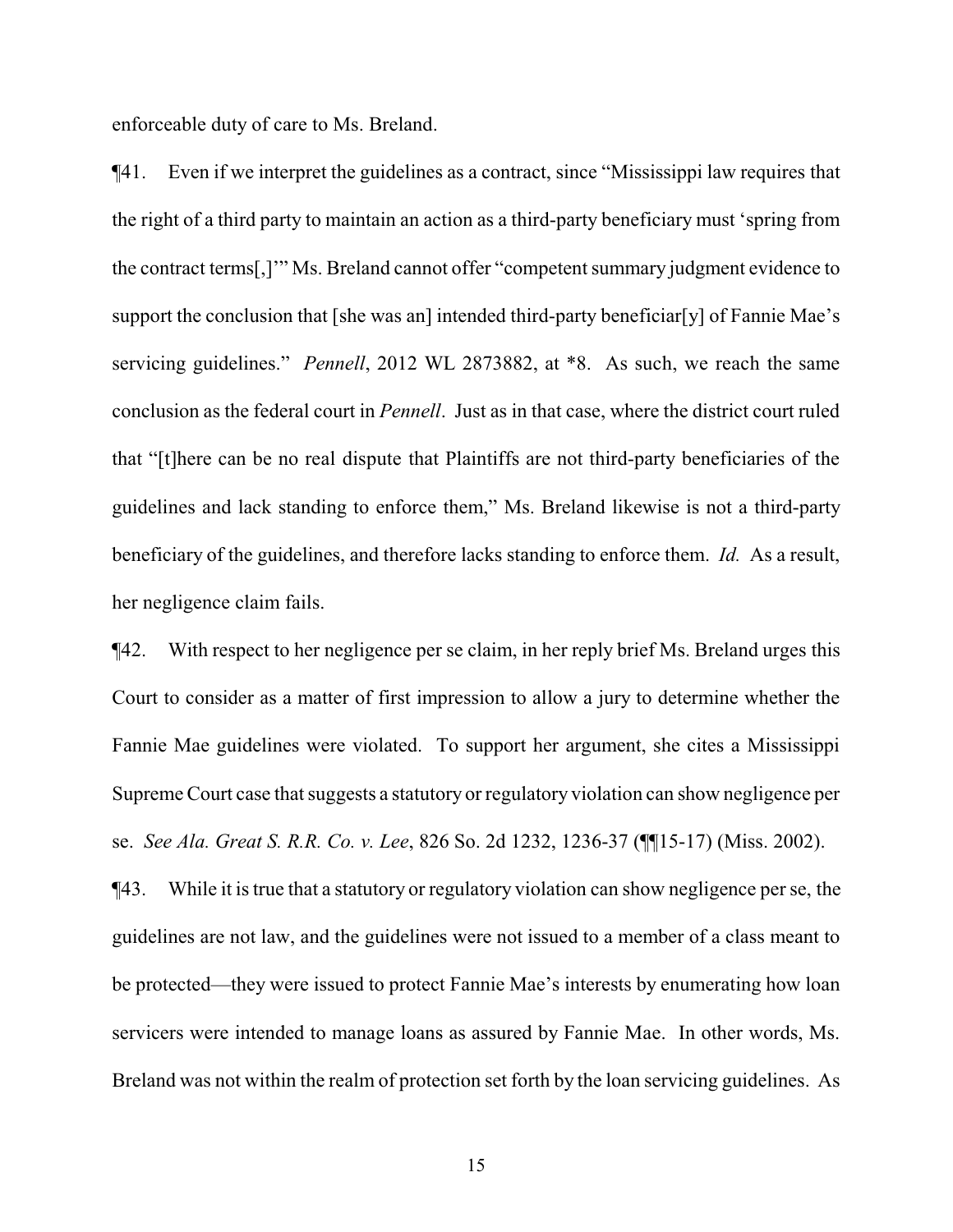enforceable duty of care to Ms. Breland.

¶41. Even if we interpret the guidelines as a contract, since "Mississippi law requires that the right of a third party to maintain an action as a third-party beneficiary must 'spring from the contract terms[,]'" Ms. Breland cannot offer "competent summary judgment evidence to support the conclusion that [she was an] intended third-party beneficiar[y] of Fannie Mae's servicing guidelines." *Pennell*, 2012 WL 2873882, at *8. As such, we reach the same conclusion as the federal court in *Pennell*. Just as in that case, where the district court ruled that "[t]here can be no real dispute that Plaintiffs are not third-party beneficiaries of the guidelines and lack standing to enforce them," Ms. Breland likewise is not a third-party beneficiary of the guidelines, and therefore lacks standing to enforce them. *Id.* As a result, her negligence claim fails.

¶42. With respect to her negligence per se claim, in her reply brief Ms. Breland urges this Court to consider as a matter of first impression to allow a jury to determine whether the Fannie Mae guidelines were violated. To support her argument, she cites a Mississippi Supreme Court case that suggests a statutory or regulatory violation can show negligence per se. *See Ala. Great S. R.R. Co. v. Lee*, 826 So. 2d 1232, 1236-37 (¶¶15-17) (Miss. 2002).

¶43. While it is true that a statutory or regulatory violation can show negligence per se, the guidelines are not law, and the guidelines were not issued to a member of a class meant to be protected—they were issued to protect Fannie Mae's interests by enumerating how loan servicers were intended to manage loans as assured by Fannie Mae. In other words, Ms. Breland was not within the realm of protection set forth by the loan servicing guidelines. As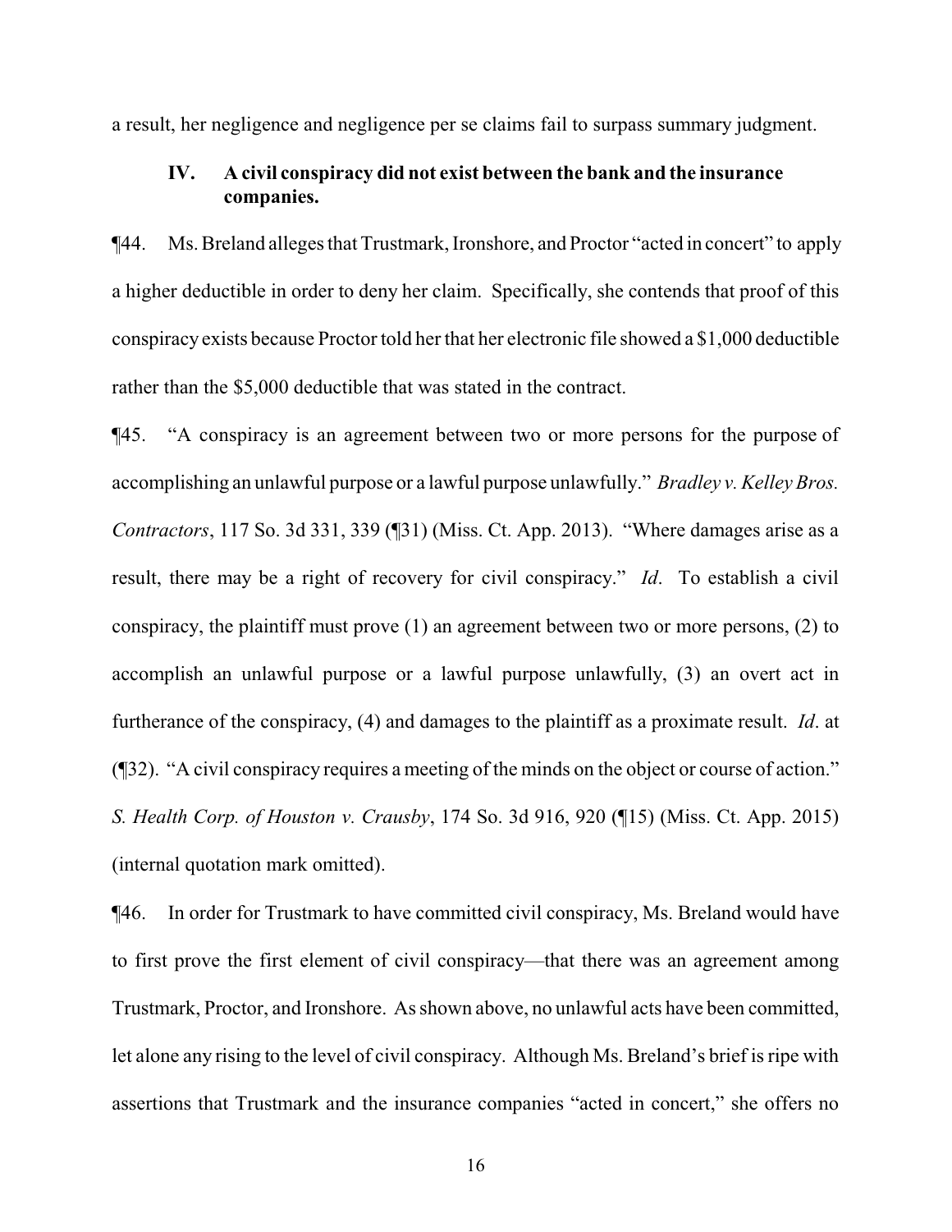a result, her negligence and negligence per se claims fail to surpass summary judgment.

## IV. A civil conspiracy did not exist between the bank and the insurance companies.

¶44. Ms. Breland alleges that Trustmark, Ironshore, and Proctor "acted in concert" to apply a higher deductible in order to deny her claim. Specifically, she contends that proof of this conspiracy exists because Proctor told her that her electronic file showed a $1,000 deductible rather than the $5,000 deductible that was stated in the contract.

¶45. "A conspiracy is an agreement between two or more persons for the purpose of accomplishing an unlawful purpose or a lawful purpose unlawfully." *Bradley v. Kelley Bros. Contractors*, 117 So. 3d 331, 339 (¶31) (Miss. Ct. App. 2013). "Where damages arise as a result, there may be a right of recovery for civil conspiracy." *Id*. To establish a civil conspiracy, the plaintiff must prove (1) an agreement between two or more persons, (2) to accomplish an unlawful purpose or a lawful purpose unlawfully, (3) an overt act in furtherance of the conspiracy, (4) and damages to the plaintiff as a proximate result. *Id*. at (¶32). "A civil conspiracy requires a meeting of the minds on the object or course of action." *S. Health Corp. of Houston v. Crausby*, 174 So. 3d 916, 920 (¶15) (Miss. Ct. App. 2015) (internal quotation mark omitted).

¶46. In order for Trustmark to have committed civil conspiracy, Ms. Breland would have to first prove the first element of civil conspiracy—that there was an agreement among Trustmark, Proctor, and Ironshore. As shown above, no unlawful acts have been committed, let alone any rising to the level of civil conspiracy. Although Ms. Breland's brief is ripe with assertions that Trustmark and the insurance companies "acted in concert," she offers no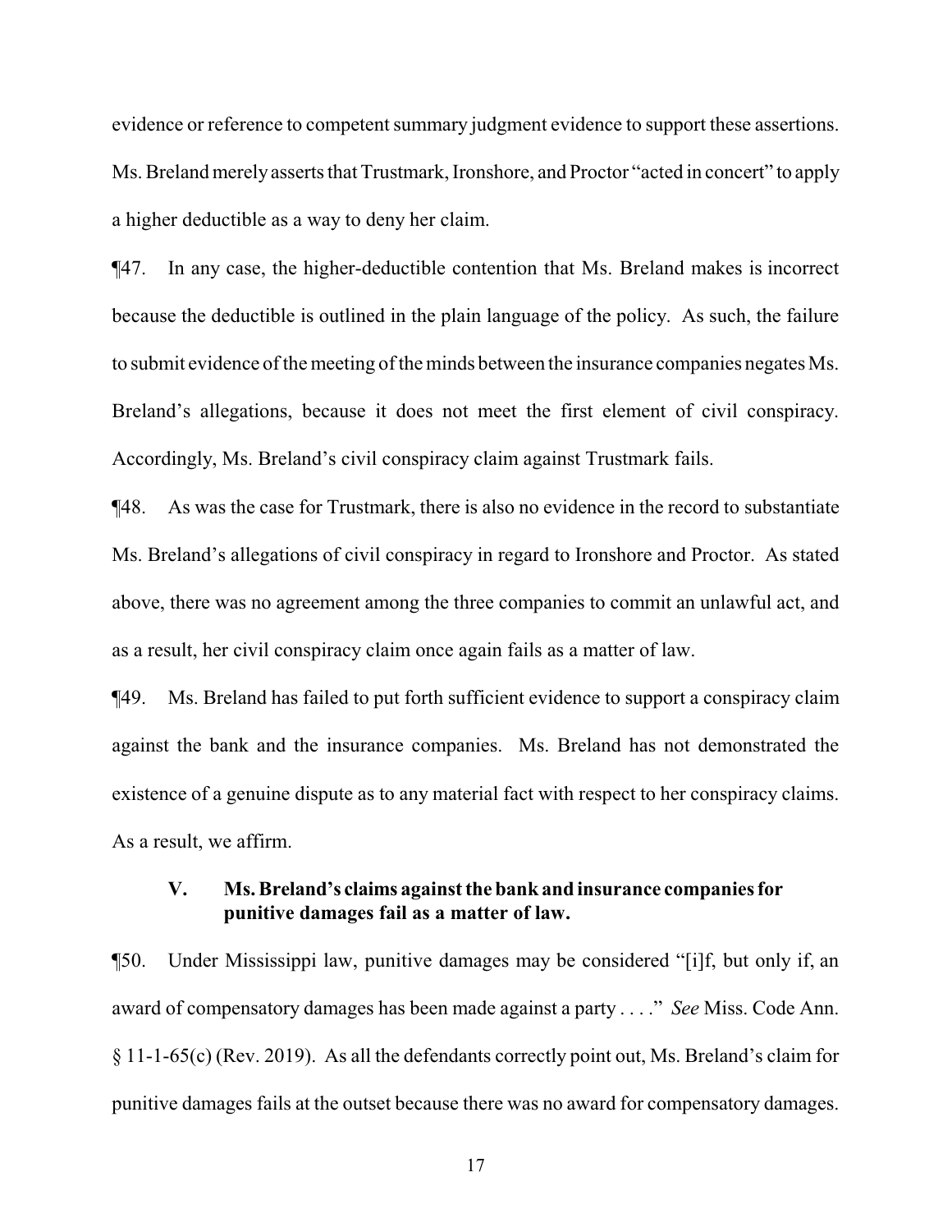evidence or reference to competent summary judgment evidence to support these assertions. Ms. Breland merely asserts that Trustmark, Ironshore, and Proctor "acted in concert" to apply a higher deductible as a way to deny her claim.

¶47. In any case, the higher-deductible contention that Ms. Breland makes is incorrect because the deductible is outlined in the plain language of the policy. As such, the failure to submit evidence of the meeting of the minds between the insurance companies negates Ms. Breland's allegations, because it does not meet the first element of civil conspiracy. Accordingly, Ms. Breland's civil conspiracy claim against Trustmark fails.

¶48. As was the case for Trustmark, there is also no evidence in the record to substantiate Ms. Breland's allegations of civil conspiracy in regard to Ironshore and Proctor. As stated above, there was no agreement among the three companies to commit an unlawful act, and as a result, her civil conspiracy claim once again fails as a matter of law.

¶49. Ms. Breland has failed to put forth sufficient evidence to support a conspiracy claim against the bank and the insurance companies. Ms. Breland has not demonstrated the existence of a genuine dispute as to any material fact with respect to her conspiracy claims. As a result, we affirm.

## V. Ms. Breland's claims against the bank and insurance companies for punitive damages fail as a matter of law.

¶50. Under Mississippi law, punitive damages may be considered "[i]f, but only if, an award of compensatory damages has been made against a party . . . ." *See* Miss. Code Ann. § 11-1-65(c) (Rev. 2019). As all the defendants correctly point out, Ms. Breland's claim for punitive damages fails at the outset because there was no award for compensatory damages.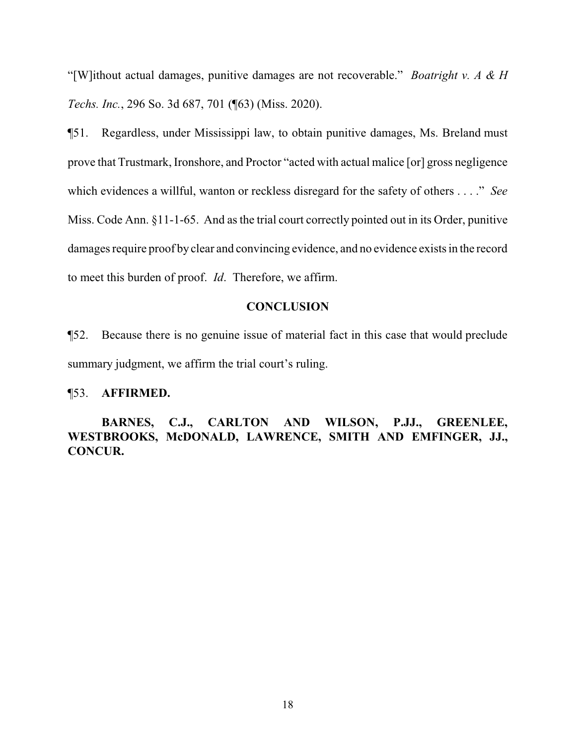"[W]ithout actual damages, punitive damages are not recoverable." *Boatright v. A & H Techs. Inc.*, 296 So. 3d 687, 701 (¶63) (Miss. 2020).

¶51. Regardless, under Mississippi law, to obtain punitive damages, Ms. Breland must prove that Trustmark, Ironshore, and Proctor "acted with actual malice [or] gross negligence which evidences a willful, wanton or reckless disregard for the safety of others . . . ." *See* Miss. Code Ann. §11-1-65. And as the trial court correctly pointed out in its Order, punitive damages require proof by clear and convincing evidence, and no evidence exists in the record to meet this burden of proof. *Id*. Therefore, we affirm.

## CONCLUSION

¶52. Because there is no genuine issue of material fact in this case that would preclude summary judgment, we affirm the trial court's ruling.

¶53. **AFFIRMED.**

**BARNES, C.J., CARLTON AND WILSON, P.JJ., GREENLEE, WESTBROOKS, McDONALD, LAWRENCE, SMITH AND EMFINGER, JJ., CONCUR.**